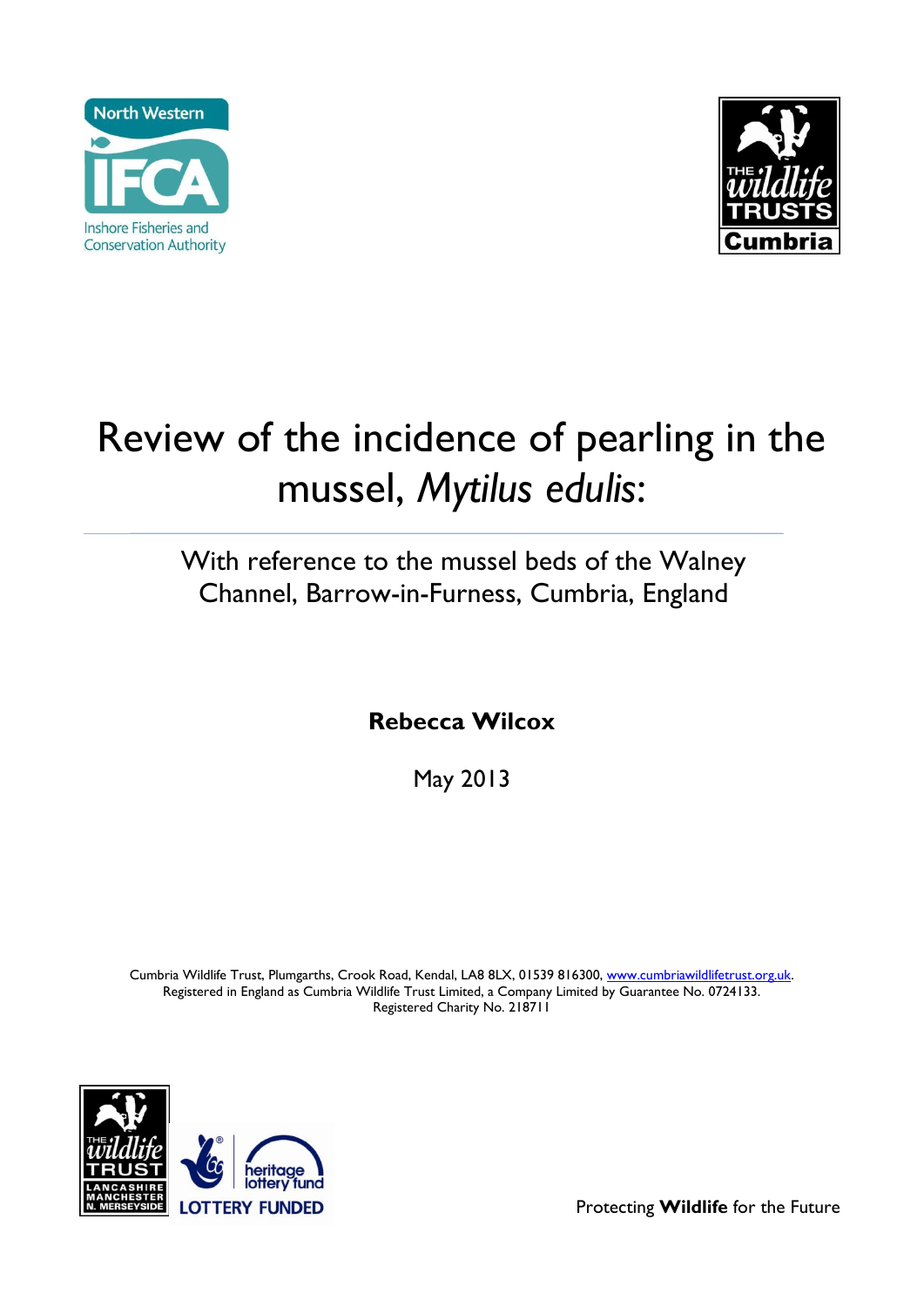North Western IFCA
Inshore Fisheries and Conservation Authority

The Wildlife Trusts Cumbria

# Review of the incidence of pearling in the mussel, *Mytilus edulis*:

## With reference to the mussel beds of the Walney Channel, Barrow-in-Furness, Cumbria, England

**Rebecca Wilcox**

May 2013

Cumbria Wildlife Trust, Plumgarths, Crook Road, Kendal, LA8 8LX, 01539 816300, www.cumbriawildlifetrust.org.uk.
Registered in England as Cumbria Wildlife Trust Limited, a Company Limited by Guarantee No. 0724133.
Registered Charity No. 218711

The Wildlife Trust Lancashire Manchester N. Merseyside

heritage lottery fund LOTTERY FUNDED

Protecting **Wildlife** for the Future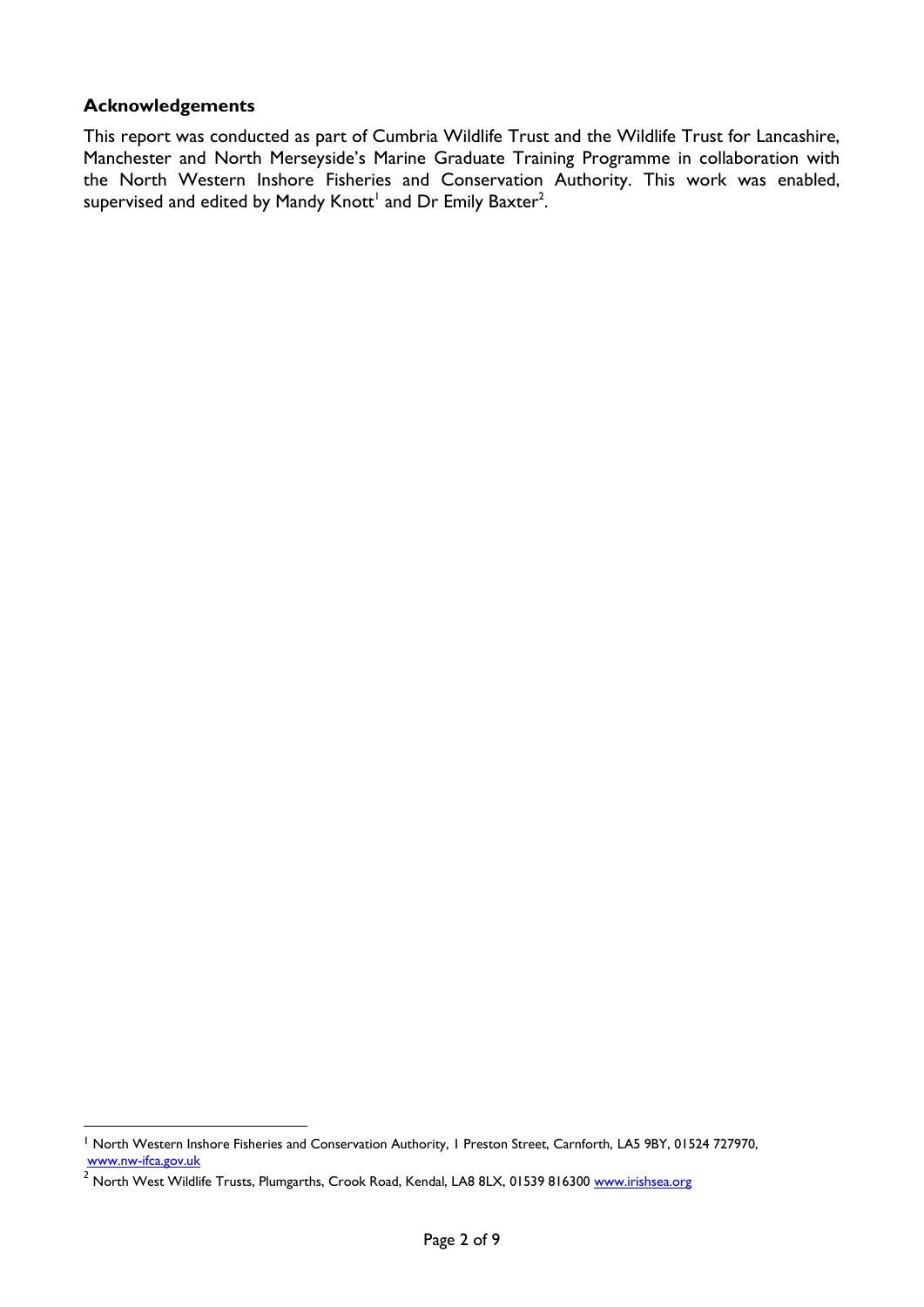## Acknowledgements

This report was conducted as part of Cumbria Wildlife Trust and the Wildlife Trust for Lancashire, Manchester and North Merseyside's Marine Graduate Training Programme in collaboration with the North Western Inshore Fisheries and Conservation Authority. This work was enabled, supervised and edited by Mandy Knott[1] and Dr Emily Baxter[2].

---

[1] North Western Inshore Fisheries and Conservation Authority, 1 Preston Street, Carnforth, LA5 9BY, 01524 727970, www.nw-ifca.gov.uk

[2] North West Wildlife Trusts, Plumgarths, Crook Road, Kendal, LA8 8LX, 01539 816300 www.irishsea.org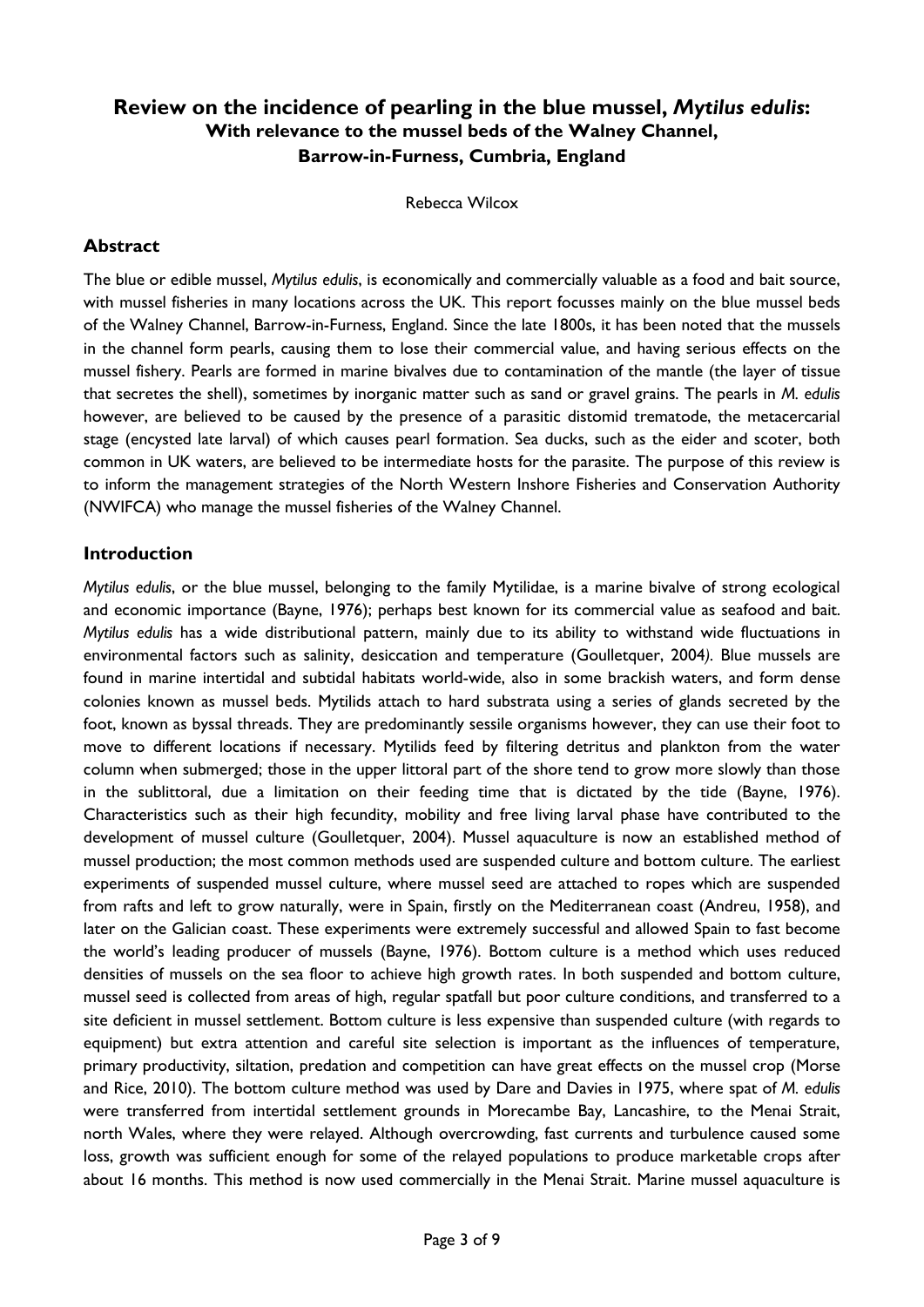# Review on the incidence of pearling in the blue mussel, *Mytilus edulis*:

## With relevance to the mussel beds of the Walney Channel, Barrow-in-Furness, Cumbria, England

Rebecca Wilcox

## Abstract

The blue or edible mussel, *Mytilus edulis*, is economically and commercially valuable as a food and bait source, with mussel fisheries in many locations across the UK. This report focusses mainly on the blue mussel beds of the Walney Channel, Barrow-in-Furness, England. Since the late 1800s, it has been noted that the mussels in the channel form pearls, causing them to lose their commercial value, and having serious effects on the mussel fishery. Pearls are formed in marine bivalves due to contamination of the mantle (the layer of tissue that secretes the shell), sometimes by inorganic matter such as sand or gravel grains. The pearls in *M. edulis* however, are believed to be caused by the presence of a parasitic distomid trematode, the metacercarial stage (encysted late larval) of which causes pearl formation. Sea ducks, such as the eider and scoter, both common in UK waters, are believed to be intermediate hosts for the parasite. The purpose of this review is to inform the management strategies of the North Western Inshore Fisheries and Conservation Authority (NWIFCA) who manage the mussel fisheries of the Walney Channel.

## Introduction

*Mytilus edulis*, or the blue mussel, belonging to the family Mytilidae, is a marine bivalve of strong ecological and economic importance (Bayne, 1976); perhaps best known for its commercial value as seafood and bait. *Mytilus edulis* has a wide distributional pattern, mainly due to its ability to withstand wide fluctuations in environmental factors such as salinity, desiccation and temperature (Goulletquer, 2004). Blue mussels are found in marine intertidal and subtidal habitats world-wide, also in some brackish waters, and form dense colonies known as mussel beds. Mytilids attach to hard substrata using a series of glands secreted by the foot, known as byssal threads. They are predominantly sessile organisms however, they can use their foot to move to different locations if necessary. Mytilids feed by filtering detritus and plankton from the water column when submerged; those in the upper littoral part of the shore tend to grow more slowly than those in the sublittoral, due a limitation on their feeding time that is dictated by the tide (Bayne, 1976). Characteristics such as their high fecundity, mobility and free living larval phase have contributed to the development of mussel culture (Goulletquer, 2004). Mussel aquaculture is now an established method of mussel production; the most common methods used are suspended culture and bottom culture. The earliest experiments of suspended mussel culture, where mussel seed are attached to ropes which are suspended from rafts and left to grow naturally, were in Spain, firstly on the Mediterranean coast (Andreu, 1958), and later on the Galician coast. These experiments were extremely successful and allowed Spain to fast become the world's leading producer of mussels (Bayne, 1976). Bottom culture is a method which uses reduced densities of mussels on the sea floor to achieve high growth rates. In both suspended and bottom culture, mussel seed is collected from areas of high, regular spatfall but poor culture conditions, and transferred to a site deficient in mussel settlement. Bottom culture is less expensive than suspended culture (with regards to equipment) but extra attention and careful site selection is important as the influences of temperature, primary productivity, siltation, predation and competition can have great effects on the mussel crop (Morse and Rice, 2010). The bottom culture method was used by Dare and Davies in 1975, where spat of *M. edulis* were transferred from intertidal settlement grounds in Morecambe Bay, Lancashire, to the Menai Strait, north Wales, where they were relayed. Although overcrowding, fast currents and turbulence caused some loss, growth was sufficient enough for some of the relayed populations to produce marketable crops after about 16 months. This method is now used commercially in the Menai Strait. Marine mussel aquaculture is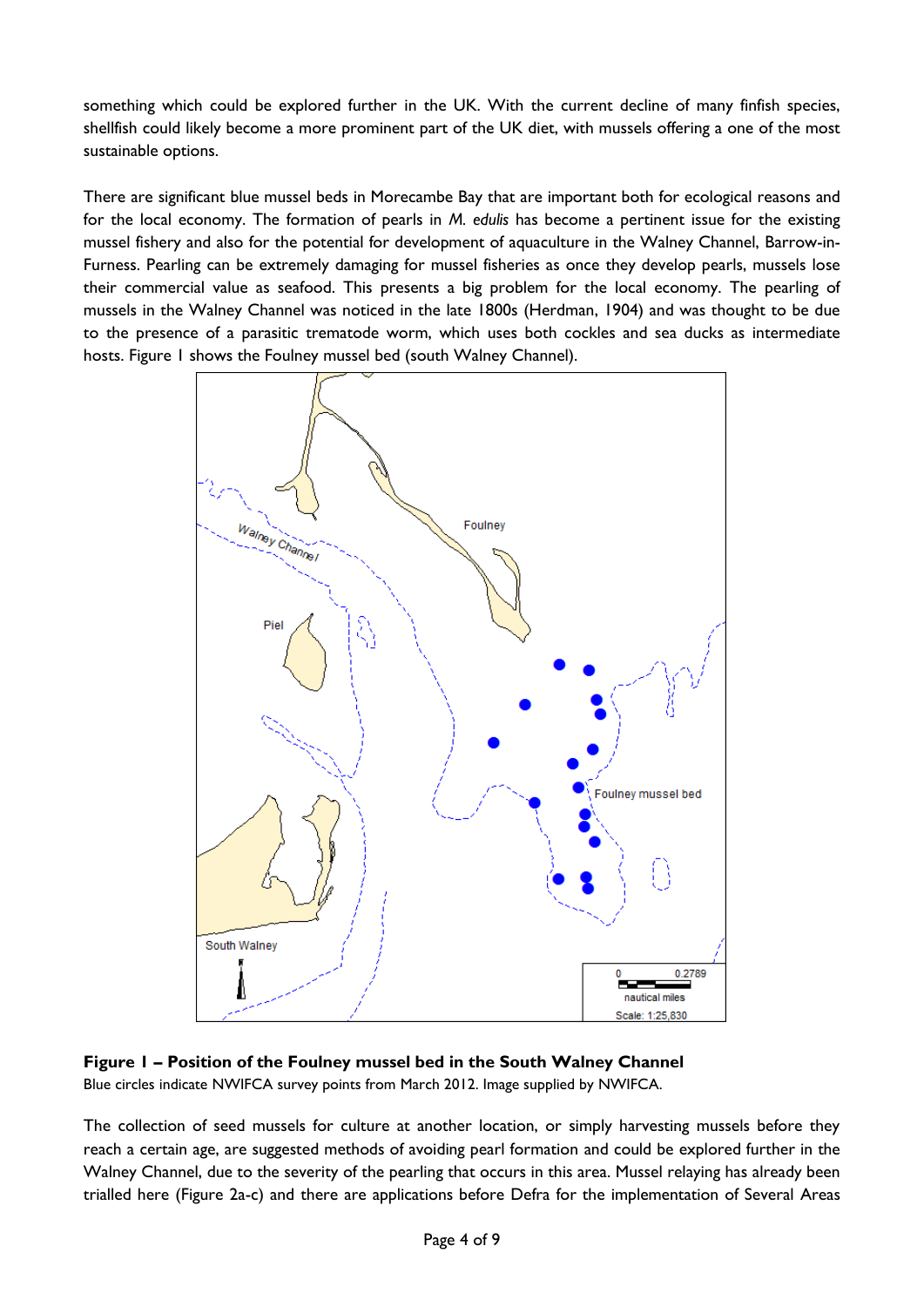something which could be explored further in the UK. With the current decline of many finfish species, shellfish could likely become a more prominent part of the UK diet, with mussels offering a one of the most sustainable options.

There are significant blue mussel beds in Morecambe Bay that are important both for ecological reasons and for the local economy. The formation of pearls in *M. edulis* has become a pertinent issue for the existing mussel fishery and also for the potential for development of aquaculture in the Walney Channel, Barrow-in-Furness. Pearling can be extremely damaging for mussel fisheries as once they develop pearls, mussels lose their commercial value as seafood. This presents a big problem for the local economy. The pearling of mussels in the Walney Channel was noticed in the late 1800s (Herdman, 1904) and was thought to be due to the presence of a parasitic trematode worm, which uses both cockles and sea ducks as intermediate hosts. Figure 1 shows the Foulney mussel bed (south Walney Channel).

**Figure 1 – Position of the Foulney mussel bed in the South Walney Channel**

Blue circles indicate NWIFCA survey points from March 2012. Image supplied by NWIFCA.

The collection of seed mussels for culture at another location, or simply harvesting mussels before they reach a certain age, are suggested methods of avoiding pearl formation and could be explored further in the Walney Channel, due to the severity of the pearling that occurs in this area. Mussel relaying has already been trialled here (Figure 2a-c) and there are applications before Defra for the implementation of Several Areas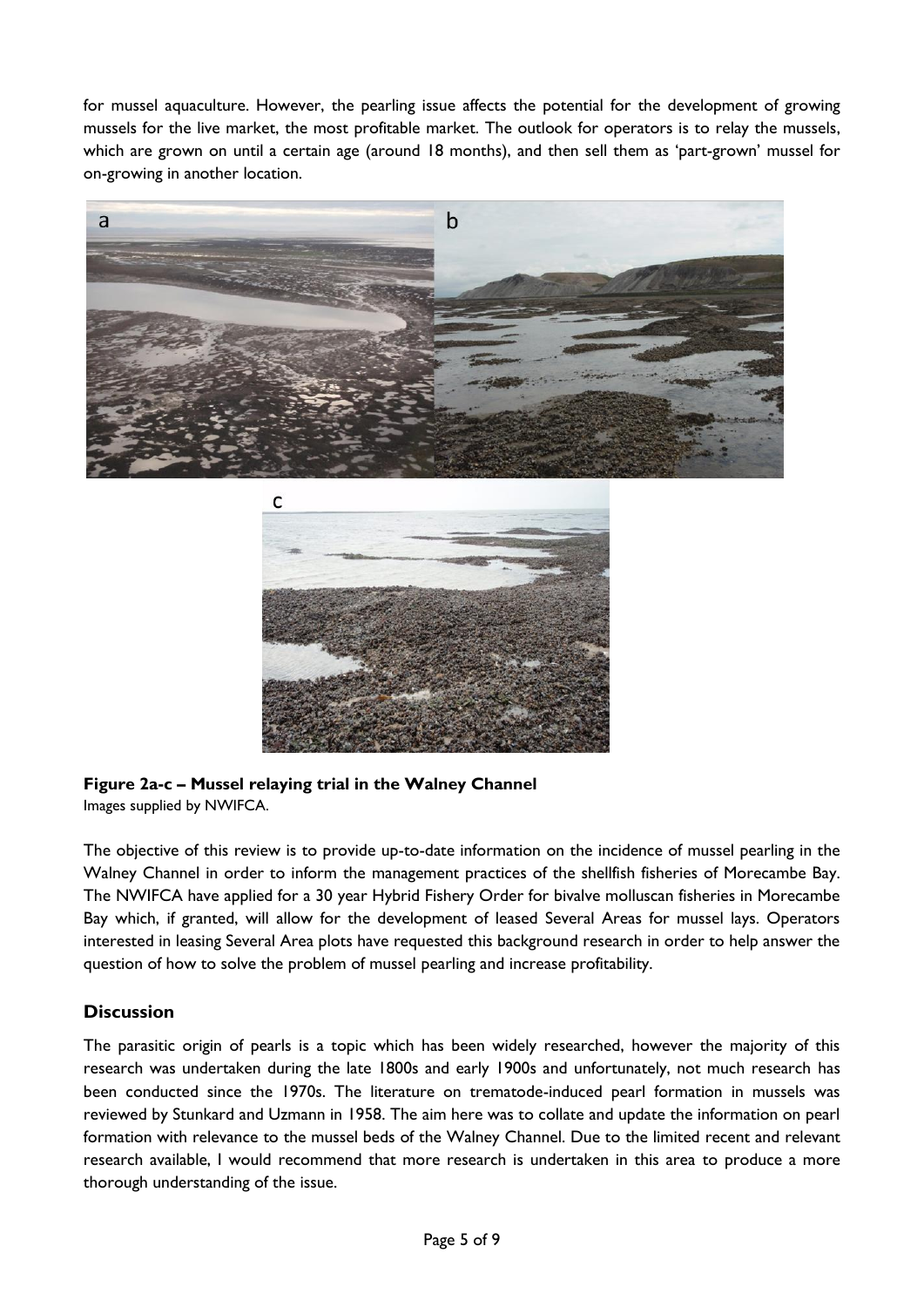for mussel aquaculture. However, the pearling issue affects the potential for the development of growing mussels for the live market, the most profitable market. The outlook for operators is to relay the mussels, which are grown on until a certain age (around 18 months), and then sell them as 'part-grown' mussel for on-growing in another location.

**Figure 2a-c – Mussel relaying trial in the Walney Channel**
Images supplied by NWIFCA.

The objective of this review is to provide up-to-date information on the incidence of mussel pearling in the Walney Channel in order to inform the management practices of the shellfish fisheries of Morecambe Bay. The NWIFCA have applied for a 30 year Hybrid Fishery Order for bivalve molluscan fisheries in Morecambe Bay which, if granted, will allow for the development of leased Several Areas for mussel lays. Operators interested in leasing Several Area plots have requested this background research in order to help answer the question of how to solve the problem of mussel pearling and increase profitability.

## Discussion

The parasitic origin of pearls is a topic which has been widely researched, however the majority of this research was undertaken during the late 1800s and early 1900s and unfortunately, not much research has been conducted since the 1970s. The literature on trematode-induced pearl formation in mussels was reviewed by Stunkard and Uzmann in 1958. The aim here was to collate and update the information on pearl formation with relevance to the mussel beds of the Walney Channel. Due to the limited recent and relevant research available, I would recommend that more research is undertaken in this area to produce a more thorough understanding of the issue.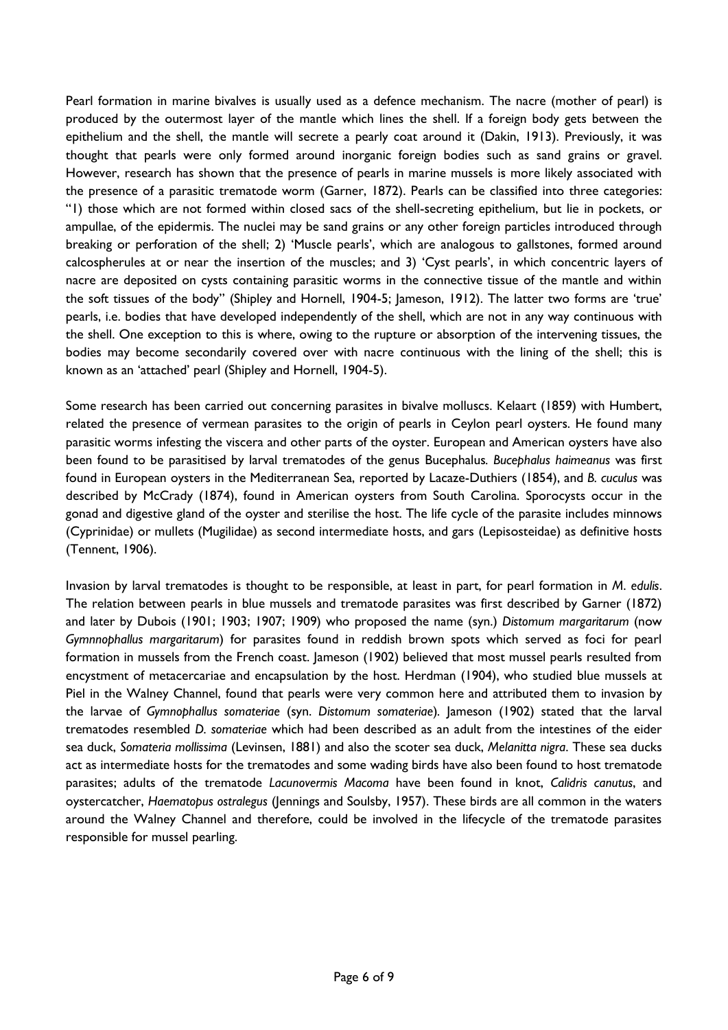Pearl formation in marine bivalves is usually used as a defence mechanism. The nacre (mother of pearl) is produced by the outermost layer of the mantle which lines the shell. If a foreign body gets between the epithelium and the shell, the mantle will secrete a pearly coat around it (Dakin, 1913). Previously, it was thought that pearls were only formed around inorganic foreign bodies such as sand grains or gravel. However, research has shown that the presence of pearls in marine mussels is more likely associated with the presence of a parasitic trematode worm (Garner, 1872). Pearls can be classified into three categories: "1) those which are not formed within closed sacs of the shell-secreting epithelium, but lie in pockets, or ampullae, of the epidermis. The nuclei may be sand grains or any other foreign particles introduced through breaking or perforation of the shell; 2) 'Muscle pearls', which are analogous to gallstones, formed around calcospherules at or near the insertion of the muscles; and 3) 'Cyst pearls', in which concentric layers of nacre are deposited on cysts containing parasitic worms in the connective tissue of the mantle and within the soft tissues of the body" (Shipley and Hornell, 1904-5; Jameson, 1912). The latter two forms are 'true' pearls, i.e. bodies that have developed independently of the shell, which are not in any way continuous with the shell. One exception to this is where, owing to the rupture or absorption of the intervening tissues, the bodies may become secondarily covered over with nacre continuous with the lining of the shell; this is known as an 'attached' pearl (Shipley and Hornell, 1904-5).

Some research has been carried out concerning parasites in bivalve molluscs. Kelaart (1859) with Humbert, related the presence of vermean parasites to the origin of pearls in Ceylon pearl oysters. He found many parasitic worms infesting the viscera and other parts of the oyster. European and American oysters have also been found to be parasitised by larval trematodes of the genus Bucephalus. *Bucephalus haimeanus* was first found in European oysters in the Mediterranean Sea, reported by Lacaze-Duthiers (1854), and *B. cuculus* was described by McCrady (1874), found in American oysters from South Carolina. Sporocysts occur in the gonad and digestive gland of the oyster and sterilise the host. The life cycle of the parasite includes minnows (Cyprinidae) or mullets (Mugilidae) as second intermediate hosts, and gars (Lepisosteidae) as definitive hosts (Tennent, 1906).

Invasion by larval trematodes is thought to be responsible, at least in part, for pearl formation in *M. edulis*. The relation between pearls in blue mussels and trematode parasites was first described by Garner (1872) and later by Dubois (1901; 1903; 1907; 1909) who proposed the name (syn.) *Distomum margaritarum* (now *Gymnnophallus margaritarum*) for parasites found in reddish brown spots which served as foci for pearl formation in mussels from the French coast. Jameson (1902) believed that most mussel pearls resulted from encystment of metacercariae and encapsulation by the host. Herdman (1904), who studied blue mussels at Piel in the Walney Channel, found that pearls were very common here and attributed them to invasion by the larvae of *Gymnophallus somateriae* (syn. *Distomum somateriae*). Jameson (1902) stated that the larval trematodes resembled *D. somateriae* which had been described as an adult from the intestines of the eider sea duck, *Somateria mollissima* (Levinsen, 1881) and also the scoter sea duck, *Melanitta nigra*. These sea ducks act as intermediate hosts for the trematodes and some wading birds have also been found to host trematode parasites; adults of the trematode *Lacunovermis Macoma* have been found in knot, *Calidris canutus*, and oystercatcher, *Haematopus ostralegus* (Jennings and Soulsby, 1957). These birds are all common in the waters around the Walney Channel and therefore, could be involved in the lifecycle of the trematode parasites responsible for mussel pearling.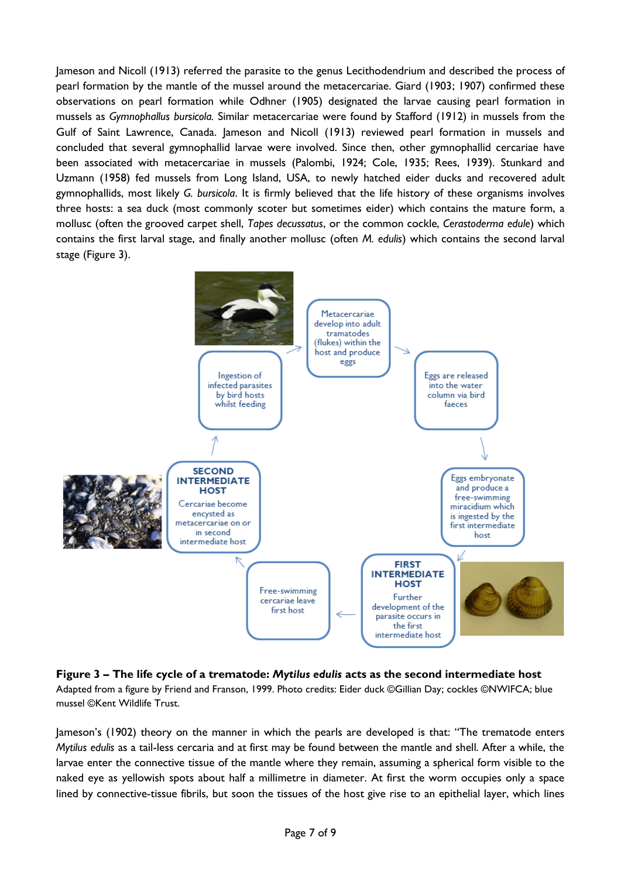Jameson and Nicoll (1913) referred the parasite to the genus Lecithodendrium and described the process of pearl formation by the mantle of the mussel around the metacercariae. Giard (1903; 1907) confirmed these observations on pearl formation while Odhner (1905) designated the larvae causing pearl formation in mussels as *Gymnophallus bursicola.* Similar metacercariae were found by Stafford (1912) in mussels from the Gulf of Saint Lawrence, Canada. Jameson and Nicoll (1913) reviewed pearl formation in mussels and concluded that several gymnophallid larvae were involved. Since then, other gymnophallid cercariae have been associated with metacercariae in mussels (Palombi, 1924; Cole, 1935; Rees, 1939). Stunkard and Uzmann (1958) fed mussels from Long Island, USA, to newly hatched eider ducks and recovered adult gymnophallids, most likely *G. bursicola*. It is firmly believed that the life history of these organisms involves three hosts: a sea duck (most commonly scoter but sometimes eider) which contains the mature form, a mollusc (often the grooved carpet shell, *Tapes decussatus*, or the common cockle, *Cerastoderma edule*) which contains the first larval stage, and finally another mollusc (often *M. edulis*) which contains the second larval stage (Figure 3).

Metacercariae develop into adult tramatodes (flukes) within the host and produce eggs

Eggs are released into the water column via bird faeces

Eggs embryonate and produce a free-swimming miracidium which is ingested by the first intermediate host

**FIRST INTERMEDIATE HOST**
Further development of the parasite occurs in the first intermediate host

Free-swimming cercariae leave first host

**SECOND INTERMEDIATE HOST**
Cercariae become encysted as metacercariae on or in second intermediate host

Ingestion of infected parasites by bird hosts whilst feeding

**Figure 3 – The life cycle of a trematode: *Mytilus edulis* acts as the second intermediate host**
Adapted from a figure by Friend and Franson, 1999. Photo credits: Eider duck ©Gillian Day; cockles ©NWIFCA; blue mussel ©Kent Wildlife Trust.

Jameson's (1902) theory on the manner in which the pearls are developed is that: "The trematode enters *Mytilus edulis* as a tail-less cercaria and at first may be found between the mantle and shell. After a while, the larvae enter the connective tissue of the mantle where they remain, assuming a spherical form visible to the naked eye as yellowish spots about half a millimetre in diameter. At first the worm occupies only a space lined by connective-tissue fibrils, but soon the tissues of the host give rise to an epithelial layer, which lines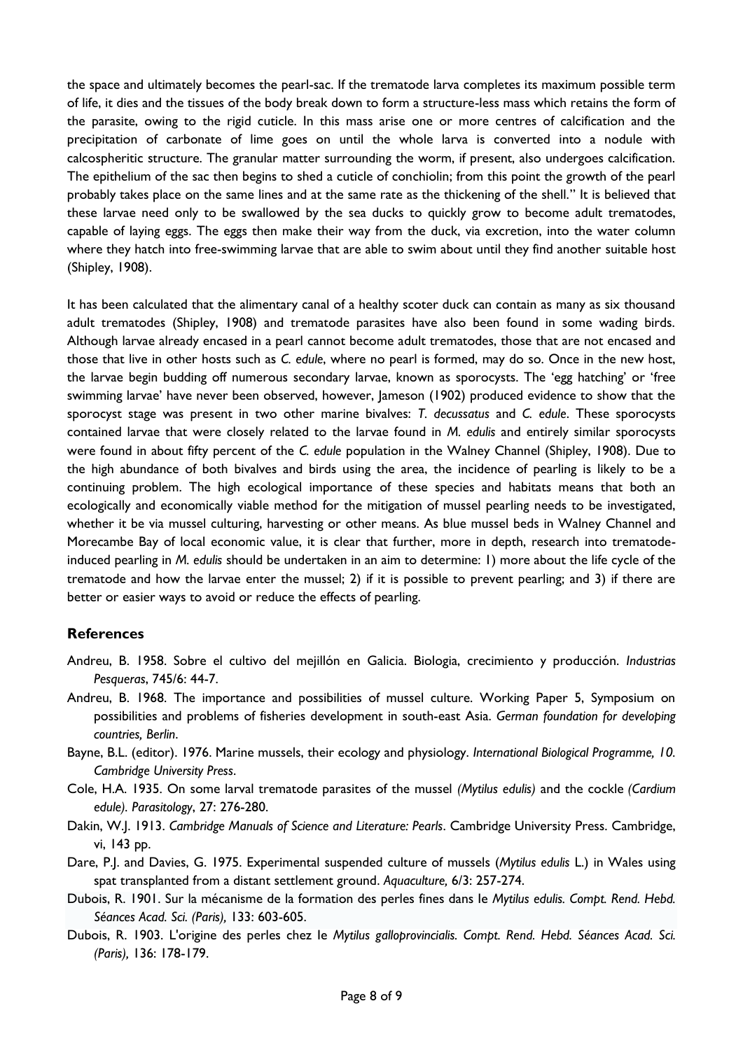the space and ultimately becomes the pearl-sac. If the trematode larva completes its maximum possible term of life, it dies and the tissues of the body break down to form a structure-less mass which retains the form of the parasite, owing to the rigid cuticle. In this mass arise one or more centres of calcification and the precipitation of carbonate of lime goes on until the whole larva is converted into a nodule with calcospheritic structure. The granular matter surrounding the worm, if present, also undergoes calcification. The epithelium of the sac then begins to shed a cuticle of conchiolin; from this point the growth of the pearl probably takes place on the same lines and at the same rate as the thickening of the shell." It is believed that these larvae need only to be swallowed by the sea ducks to quickly grow to become adult trematodes, capable of laying eggs. The eggs then make their way from the duck, via excretion, into the water column where they hatch into free-swimming larvae that are able to swim about until they find another suitable host (Shipley, 1908).

It has been calculated that the alimentary canal of a healthy scoter duck can contain as many as six thousand adult trematodes (Shipley, 1908) and trematode parasites have also been found in some wading birds. Although larvae already encased in a pearl cannot become adult trematodes, those that are not encased and those that live in other hosts such as *C. edule*, where no pearl is formed, may do so. Once in the new host, the larvae begin budding off numerous secondary larvae, known as sporocysts. The 'egg hatching' or 'free swimming larvae' have never been observed, however, Jameson (1902) produced evidence to show that the sporocyst stage was present in two other marine bivalves: *T. decussatus* and *C. edule*. These sporocysts contained larvae that were closely related to the larvae found in *M. edulis* and entirely similar sporocysts were found in about fifty percent of the *C. edule* population in the Walney Channel (Shipley, 1908). Due to the high abundance of both bivalves and birds using the area, the incidence of pearling is likely to be a continuing problem. The high ecological importance of these species and habitats means that both an ecologically and economically viable method for the mitigation of mussel pearling needs to be investigated, whether it be via mussel culturing, harvesting or other means. As blue mussel beds in Walney Channel and Morecambe Bay of local economic value, it is clear that further, more in depth, research into trematode-induced pearling in *M. edulis* should be undertaken in an aim to determine: 1) more about the life cycle of the trematode and how the larvae enter the mussel; 2) if it is possible to prevent pearling; and 3) if there are better or easier ways to avoid or reduce the effects of pearling.

## References

Andreu, B. 1958. Sobre el cultivo del mejillón en Galicia. Biologia, crecimiento y producción. *Industrias Pesqueras*, 745/6: 44-7.

Andreu, B. 1968. The importance and possibilities of mussel culture. Working Paper 5, Symposium on possibilities and problems of fisheries development in south-east Asia. *German foundation for developing countries, Berlin*.

Bayne, B.L. (editor). 1976. Marine mussels, their ecology and physiology. *International Biological Programme, 10. Cambridge University Press*.

Cole, H.A. 1935. On some larval trematode parasites of the mussel *(Mytilus edulis)* and the cockle *(Cardium edule)*. *Parasitology*, 27: 276-280.

Dakin, W.J. 1913. *Cambridge Manuals of Science and Literature: Pearls*. Cambridge University Press. Cambridge, vi, 143 pp.

Dare, P.J. and Davies, G. 1975. Experimental suspended culture of mussels (*Mytilus edulis* L.) in Wales using spat transplanted from a distant settlement ground. *Aquaculture,* 6/3: 257-274.

Dubois, R. 1901. Sur la mécanisme de la formation des perles fines dans le *Mytilus edulis. Compt. Rend. Hebd. Séances Acad. Sci. (Paris),* 133: 603-605.

Dubois, R. 1903. L'origine des perles chez le *Mytilus galloprovincialis. Compt. Rend. Hebd. Séances Acad. Sci. (Paris),* 136: 178-179.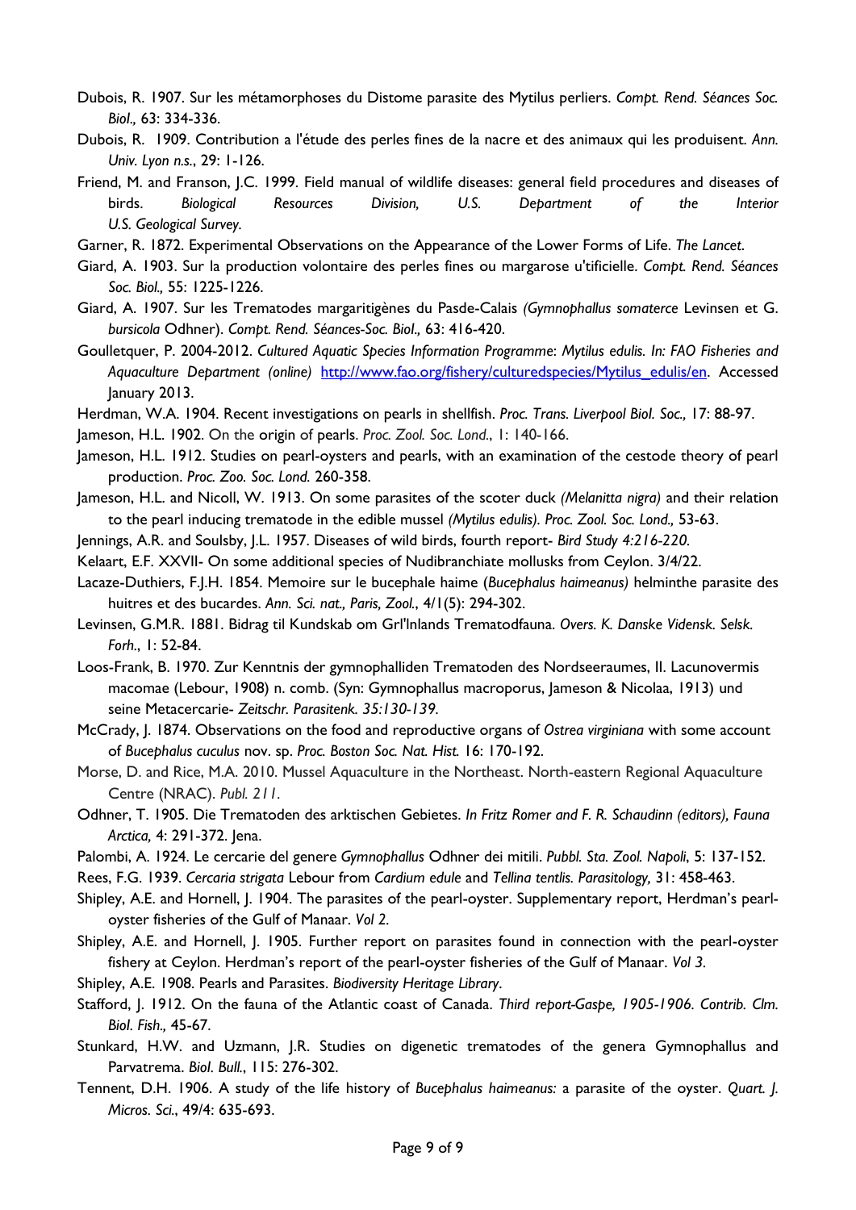Dubois, R. 1907. Sur les métamorphoses du Distome parasite des Mytilus perliers. *Compt. Rend. Séances Soc. Biol.,* 63: 334-336.

Dubois, R. 1909. Contribution a l'étude des perles fines de la nacre et des animaux qui les produisent. *Ann. Univ. Lyon n.s.*, 29: 1-126.

Friend, M. and Franson, J.C. 1999. Field manual of wildlife diseases: general field procedures and diseases of birds. *Biological Resources Division, U.S. Department of the Interior U.S. Geological Survey.*

Garner, R. 1872. Experimental Observations on the Appearance of the Lower Forms of Life. *The Lancet.*

Giard, A. 1903. Sur la production volontaire des perles fines ou margarose u'tificielle. *Compt. Rend. Séances Soc. Biol.,* 55: 1225-1226.

Giard, A. 1907. Sur les Trematodes margaritigènes du Pasde-Calais *(Gymnophallus somaterce* Levinsen et G. *bursicola* Odhner). *Compt. Rend. Séances-Soc. Biol.,* 63: 416-420.

Goulletquer, P. 2004-2012. *Cultured Aquatic Species Information Programme: Mytilus edulis. In: FAO Fisheries and Aquaculture Department (online)* http://www.fao.org/fishery/culturedspecies/Mytilus_edulis/en. Accessed January 2013.

Herdman, W.A. 1904. Recent investigations on pearls in shellfish. *Proc. Trans. Liverpool Biol. Soc.,* 17: 88-97.

Jameson, H.L. 1902. On the origin of pearls. *Proc. Zool. Soc. Lond.*, 1: 140-166.

Jameson, H.L. 1912. Studies on pearl-oysters and pearls, with an examination of the cestode theory of pearl production. *Proc. Zoo. Soc. Lond.* 260-358.

Jameson, H.L. and Nicoll, W. 1913. On some parasites of the scoter duck *(Melanitta nigra)* and their relation to the pearl inducing trematode in the edible mussel *(Mytilus edulis). Proc. Zool. Soc. Lond.,* 53-63.

Jennings, A.R. and Soulsby, J.L. 1957. Diseases of wild birds, fourth report- *Bird Study 4:216-220.*

Kelaart, E.F. XXVII- On some additional species of Nudibranchiate mollusks from Ceylon. 3/4/22.

Lacaze-Duthiers, F.J.H. 1854. Memoire sur le bucephale haime (*Bucephalus haimeanus)* helminthe parasite des huitres et des bucardes. *Ann. Sci. nat., Paris, Zool.*, 4/1(5): 294-302.

Levinsen, G.M.R. 1881. Bidrag til Kundskab om Grl'lnlands Trematodfauna. *Overs. K. Danske Vidensk. Selsk. Forh.*, 1: 52-84.

Loos-Frank, B. 1970. Zur Kenntnis der gymnophalliden Trematoden des Nordseeraumes, II. Lacunovermis macomae (Lebour, 1908) n. comb. (Syn: Gymnophallus macroporus, Jameson & Nicolaa, 1913) und seine Metacercarie- *Zeitschr. Parasitenk. 35:130-139.*

McCrady, J. 1874. Observations on the food and reproductive organs of *Ostrea virginiana* with some account of *Bucephalus cuculus* nov. sp. *Proc. Boston Soc. Nat. Hist.* 16: 170-192.

Morse, D. and Rice, M.A. 2010. Mussel Aquaculture in the Northeast. North-eastern Regional Aquaculture Centre (NRAC). *Publ. 211.*

Odhner, T. 1905. Die Trematoden des arktischen Gebietes. *In Fritz Romer and F. R. Schaudinn (editors), Fauna Arctica,* 4: 291-372. Jena.

Palombi, A. 1924. Le cercarie del genere *Gymnophallus* Odhner dei mitili. *Pubbl. Sta. Zool. Napoli*, 5: 137-152.

Rees, F.G. 1939. *Cercaria strigata* Lebour from *Cardium edule* and *Tellina tentlis. Parasitology,* 31: 458-463.

Shipley, A.E. and Hornell, J. 1904. The parasites of the pearl-oyster. Supplementary report, Herdman's pearl-oyster fisheries of the Gulf of Manaar. *Vol 2.*

Shipley, A.E. and Hornell, J. 1905. Further report on parasites found in connection with the pearl-oyster fishery at Ceylon. Herdman's report of the pearl-oyster fisheries of the Gulf of Manaar. *Vol 3.*

Shipley, A.E. 1908. Pearls and Parasites. *Biodiversity Heritage Library*.

Stafford, J. 1912. On the fauna of the Atlantic coast of Canada. *Third report-Gaspe, 1905-1906. Contrib. Clm. Biol. Fish.,* 45-67.

Stunkard, H.W. and Uzmann, J.R. Studies on digenetic trematodes of the genera Gymnophallus and Parvatrema. *Biol. Bull.*, 115: 276-302.

Tennent, D.H. 1906. A study of the life history of *Bucephalus haimeanus:* a parasite of the oyster. *Quart. J. Micros. Sci.*, 49/4: 635-693.